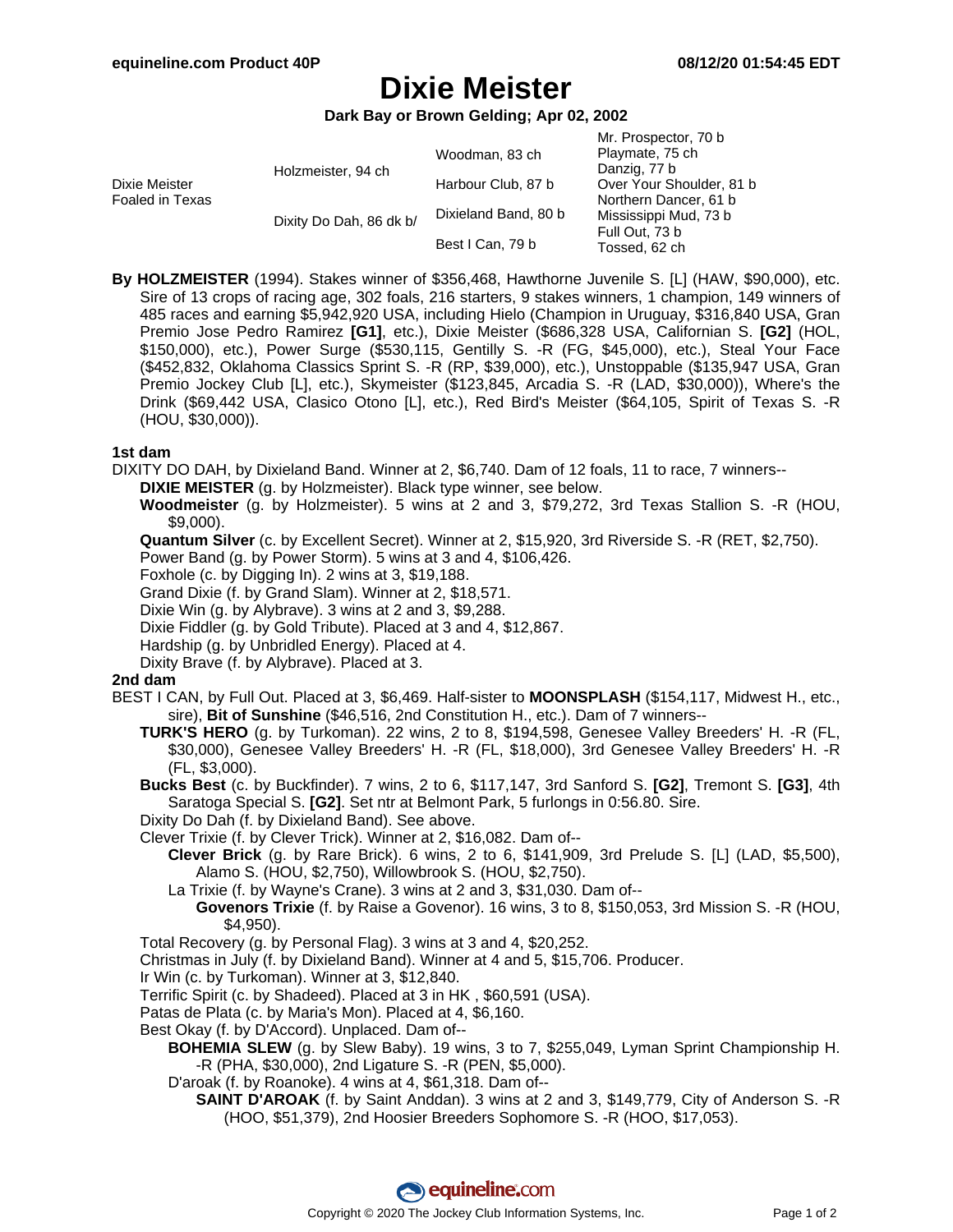# Dixie Meister

**Dark Bay or Brown Gelding; Apr 02, 2002**

| | | | |
|---|---|---|---|
| Dixie Meister Foaled in Texas | Holzmeister, 94 ch | Woodman, 83 ch | Mr. Prospector, 70 b |
| | | | Playmate, 75 ch |
| | | Harbour Club, 87 b | Danzig, 77 b |
| | | | Over Your Shoulder, 81 b |
| | Dixity Do Dah, 86 dk b/ | Dixieland Band, 80 b | Northern Dancer, 61 b |
| | | | Mississippi Mud, 73 b |
| | | Best I Can, 79 b | Full Out, 73 b |
| | | | Tossed, 62 ch |

**By HOLZMEISTER** (1994). Stakes winner of $356,468, Hawthorne Juvenile S. [L] (HAW, $90,000), etc. Sire of 13 crops of racing age, 302 foals, 216 starters, 9 stakes winners, 1 champion, 149 winners of 485 races and earning $5,942,920 USA, including Hielo (Champion in Uruguay, $316,840 USA, Gran Premio Jose Pedro Ramirez **[G1]**, etc.), Dixie Meister ($686,328 USA, Californian S. **[G2]** (HOL, $150,000), etc.), Power Surge ($530,115, Gentilly S. -R (FG, $45,000), etc.), Steal Your Face ($452,832, Oklahoma Classics Sprint S. -R (RP, $39,000), etc.), Unstoppable ($135,947 USA, Gran Premio Jockey Club [L], etc.), Skymeister ($123,845, Arcadia S. -R (LAD, $30,000)), Where's the Drink ($69,442 USA, Clasico Otono [L], etc.), Red Bird's Meister ($64,105, Spirit of Texas S. -R (HOU, $30,000)).

**1st dam**

DIXITY DO DAH, by Dixieland Band. Winner at 2, $6,740. Dam of 12 foals, 11 to race, 7 winners--

- **DIXIE MEISTER** (g. by Holzmeister). Black type winner, see below.
- **Woodmeister** (g. by Holzmeister). 5 wins at 2 and 3, $79,272, 3rd Texas Stallion S. -R (HOU, $9,000).
- **Quantum Silver** (c. by Excellent Secret). Winner at 2, $15,920, 3rd Riverside S. -R (RET, $2,750).
- Power Band (g. by Power Storm). 5 wins at 3 and 4, $106,426.
- Foxhole (c. by Digging In). 2 wins at 3, $19,188.
- Grand Dixie (f. by Grand Slam). Winner at 2, $18,571.
- Dixie Win (g. by Alybrave). 3 wins at 2 and 3, $9,288.
- Dixie Fiddler (g. by Gold Tribute). Placed at 3 and 4, $12,867.
- Hardship (g. by Unbridled Energy). Placed at 4.
- Dixity Brave (f. by Alybrave). Placed at 3.

**2nd dam**

BEST I CAN, by Full Out. Placed at 3, $6,469. Half-sister to **MOONSPLASH** ($154,117, Midwest H., etc., sire), **Bit of Sunshine** ($46,516, 2nd Constitution H., etc.). Dam of 7 winners--

- **TURK'S HERO** (g. by Turkoman). 22 wins, 2 to 8, $194,598, Genesee Valley Breeders' H. -R (FL, $30,000), Genesee Valley Breeders' H. -R (FL, $18,000), 3rd Genesee Valley Breeders' H. -R (FL, $3,000).
- **Bucks Best** (c. by Buckfinder). 7 wins, 2 to 6, $117,147, 3rd Sanford S. **[G2]**, Tremont S. **[G3]**, 4th Saratoga Special S. **[G2]**. Set ntr at Belmont Park, 5 furlongs in 0:56.80. Sire.
- Dixity Do Dah (f. by Dixieland Band). See above.
- Clever Trixie (f. by Clever Trick). Winner at 2, $16,082. Dam of--
  - **Clever Brick** (g. by Rare Brick). 6 wins, 2 to 6, $141,909, 3rd Prelude S. [L] (LAD, $5,500), Alamo S. (HOU, $2,750), Willowbrook S. (HOU, $2,750).
  - La Trixie (f. by Wayne's Crane). 3 wins at 2 and 3, $31,030. Dam of--
    - **Govenors Trixie** (f. by Raise a Govenor). 16 wins, 3 to 8, $150,053, 3rd Mission S. -R (HOU, $4,950).
- Total Recovery (g. by Personal Flag). 3 wins at 3 and 4, $20,252.
- Christmas in July (f. by Dixieland Band). Winner at 4 and 5, $15,706. Producer.
- Ir Win (c. by Turkoman). Winner at 3, $12,840.
- Terrific Spirit (c. by Shadeed). Placed at 3 in HK , $60,591 (USA).
- Patas de Plata (c. by Maria's Mon). Placed at 4, $6,160.
- Best Okay (f. by D'Accord). Unplaced. Dam of--
  - **BOHEMIA SLEW** (g. by Slew Baby). 19 wins, 3 to 7, $255,049, Lyman Sprint Championship H. -R (PHA, $30,000), 2nd Ligature S. -R (PEN, $5,000).
  - D'aroak (f. by Roanoke). 4 wins at 4, $61,318. Dam of--
    - **SAINT D'AROAK** (f. by Saint Anddan). 3 wins at 2 and 3, $149,779, City of Anderson S. -R (HOO, $51,379), 2nd Hoosier Breeders Sophomore S. -R (HOO, $17,053).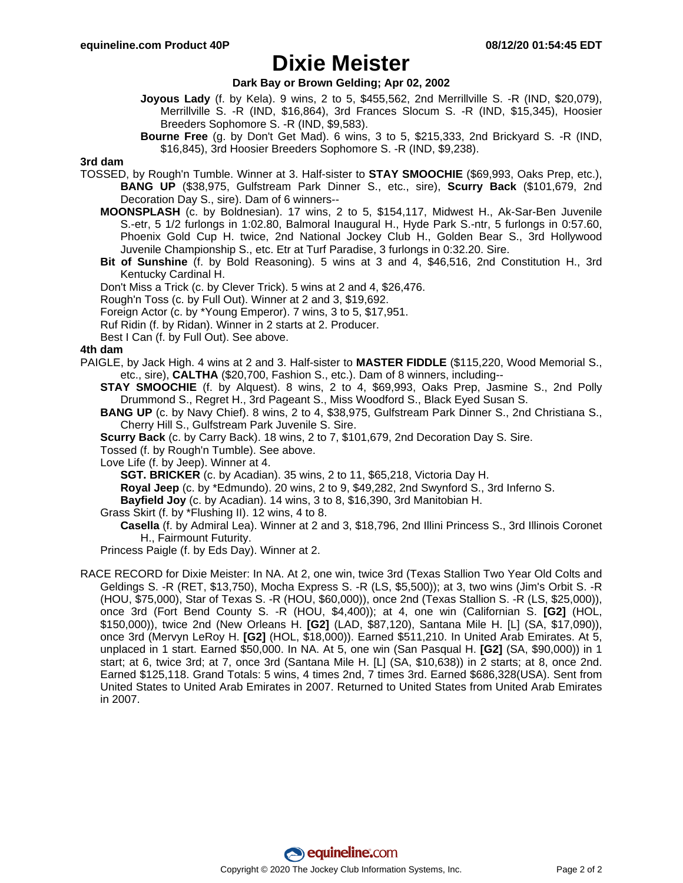# Dixie Meister

**Dark Bay or Brown Gelding; Apr 02, 2002**

**Joyous Lady** (f. by Kela). 9 wins, 2 to 5, $455,562, 2nd Merrillville S. -R (IND, $20,079), Merrillville S. -R (IND, $16,864), 3rd Frances Slocum S. -R (IND, $15,345), Hoosier Breeders Sophomore S. -R (IND, $9,583).

**Bourne Free** (g. by Don't Get Mad). 6 wins, 3 to 5, $215,333, 2nd Brickyard S. -R (IND, $16,845), 3rd Hoosier Breeders Sophomore S. -R (IND, $9,238).

**3rd dam**

TOSSED, by Rough'n Tumble. Winner at 3. Half-sister to **STAY SMOOCHIE** ($69,993, Oaks Prep, etc.), **BANG UP** ($38,975, Gulfstream Park Dinner S., etc., sire), **Scurry Back** ($101,679, 2nd Decoration Day S., sire). Dam of 6 winners--

**MOONSPLASH** (c. by Boldnesian). 17 wins, 2 to 5, $154,117, Midwest H., Ak-Sar-Ben Juvenile S.-etr, 5 1/2 furlongs in 1:02.80, Balmoral Inaugural H., Hyde Park S.-ntr, 5 furlongs in 0:57.60, Phoenix Gold Cup H. twice, 2nd National Jockey Club H., Golden Bear S., 3rd Hollywood Juvenile Championship S., etc. Etr at Turf Paradise, 3 furlongs in 0:32.20. Sire.

**Bit of Sunshine** (f. by Bold Reasoning). 5 wins at 3 and 4, $46,516, 2nd Constitution H., 3rd Kentucky Cardinal H.

Don't Miss a Trick (c. by Clever Trick). 5 wins at 2 and 4, $26,476.

Rough'n Toss (c. by Full Out). Winner at 2 and 3, $19,692.

Foreign Actor (c. by *Young Emperor). 7 wins, 3 to 5, $17,951.

Ruf Ridin (f. by Ridan). Winner in 2 starts at 2. Producer.

Best I Can (f. by Full Out). See above.

**4th dam**

PAIGLE, by Jack High. 4 wins at 2 and 3. Half-sister to **MASTER FIDDLE** ($115,220, Wood Memorial S., etc., sire), **CALTHA** ($20,700, Fashion S., etc.). Dam of 8 winners, including--

**STAY SMOOCHIE** (f. by Alquest). 8 wins, 2 to 4, $69,993, Oaks Prep, Jasmine S., 2nd Polly Drummond S., Regret H., 3rd Pageant S., Miss Woodford S., Black Eyed Susan S.

**BANG UP** (c. by Navy Chief). 8 wins, 2 to 4, $38,975, Gulfstream Park Dinner S., 2nd Christiana S., Cherry Hill S., Gulfstream Park Juvenile S. Sire.

**Scurry Back** (c. by Carry Back). 18 wins, 2 to 7, $101,679, 2nd Decoration Day S. Sire.

Tossed (f. by Rough'n Tumble). See above.

Love Life (f. by Jeep). Winner at 4.

**SGT. BRICKER** (c. by Acadian). 35 wins, 2 to 11, $65,218, Victoria Day H.

**Royal Jeep** (c. by *Edmundo). 20 wins, 2 to 9, $49,282, 2nd Swynford S., 3rd Inferno S.

**Bayfield Joy** (c. by Acadian). 14 wins, 3 to 8, $16,390, 3rd Manitobian H.

Grass Skirt (f. by *Flushing II). 12 wins, 4 to 8.

**Casella** (f. by Admiral Lea). Winner at 2 and 3, $18,796, 2nd Illini Princess S., 3rd Illinois Coronet H., Fairmount Futurity.

Princess Paigle (f. by Eds Day). Winner at 2.

RACE RECORD for Dixie Meister: In NA. At 2, one win, twice 3rd (Texas Stallion Two Year Old Colts and Geldings S. -R (RET, $13,750), Mocha Express S. -R (LS, $5,500)); at 3, two wins (Jim's Orbit S. -R (HOU, $75,000), Star of Texas S. -R (HOU, $60,000)), once 2nd (Texas Stallion S. -R (LS, $25,000)), once 3rd (Fort Bend County S. -R (HOU, $4,400)); at 4, one win (Californian S. **[G2]** (HOL, $150,000)), twice 2nd (New Orleans H. **[G2]** (LAD, $87,120), Santana Mile H. [L] (SA, $17,090)), once 3rd (Mervyn LeRoy H. **[G2]** (HOL, $18,000)). Earned $511,210. In United Arab Emirates. At 5, unplaced in 1 start. Earned $50,000. In NA. At 5, one win (San Pasqual H. **[G2]** (SA, $90,000)) in 1 start; at 6, twice 3rd; at 7, once 3rd (Santana Mile H. [L] (SA, $10,638)) in 2 starts; at 8, once 2nd. Earned $125,118. Grand Totals: 5 wins, 4 times 2nd, 7 times 3rd. Earned $686,328(USA). Sent from United States to United Arab Emirates in 2007. Returned to United States from United Arab Emirates in 2007.